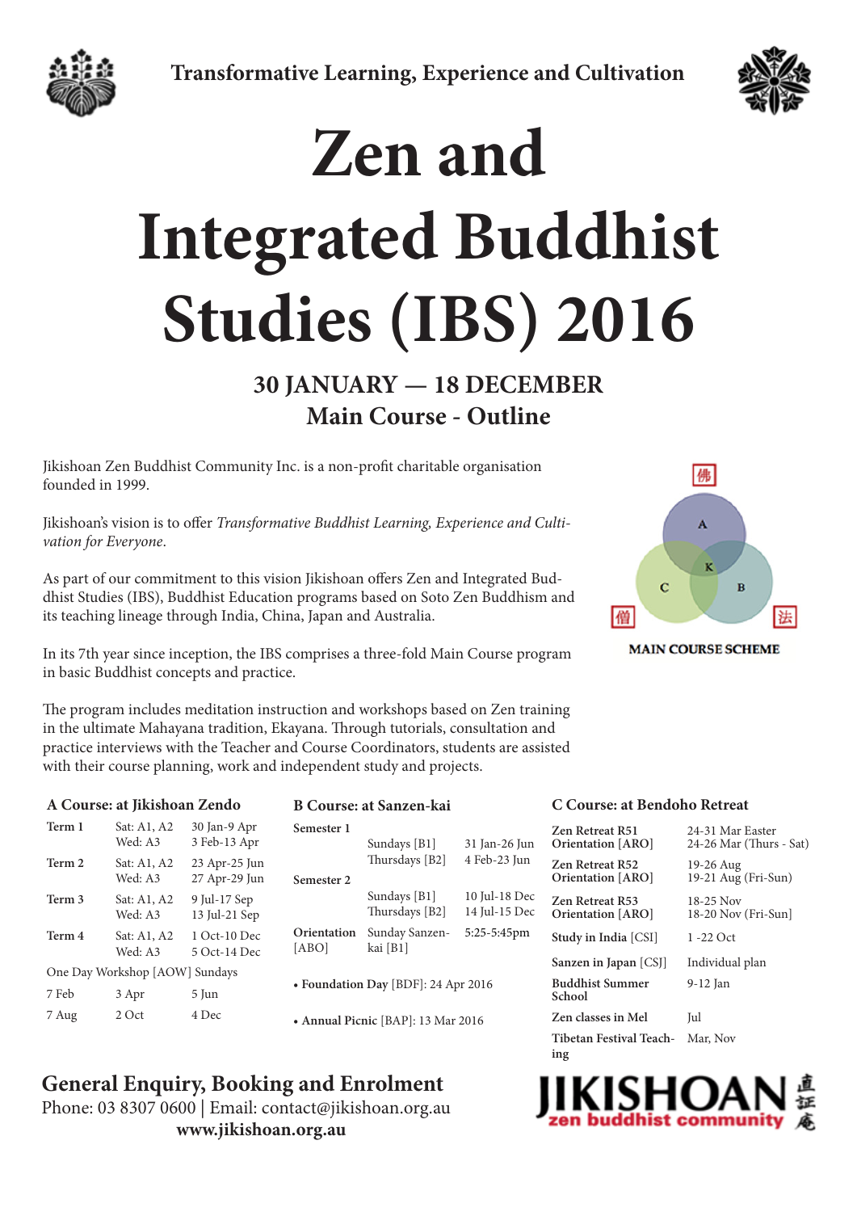Transformative Learning, Experience and Cultivation

# Zen and Integrated Buddhist Studies (IBS) 2016

## 30 JANUARY — 18 DECEMBER
## Main Course - Outline

Jikishoan Zen Buddhist Community Inc. is a non-profit charitable organisation founded in 1999.

Jikishoan's vision is to offer *Transformative Buddhist Learning, Experience and Cultivation for Everyone*.

As part of our commitment to this vision Jikishoan offers Zen and Integrated Buddhist Studies (IBS), Buddhist Education programs based on Soto Zen Buddhism and its teaching lineage through India, China, Japan and Australia.

In its 7th year since inception, the IBS comprises a three-fold Main Course program in basic Buddhist concepts and practice.

The program includes meditation instruction and workshops based on Zen training in the ultimate Mahayana tradition, Ekayana. Through tutorials, consultation and practice interviews with the Teacher and Course Coordinators, students are assisted with their course planning, work and independent study and projects.

佛 A K C B 僧 法

MAIN COURSE SCHEME

### A Course: at Jikishoan Zendo

| | | |
|---|---|---|
| Term 1 | Sat: A1, A2<br>Wed: A3 | 30 Jan-9 Apr<br>3 Feb-13 Apr |
| Term 2 | Sat: A1, A2<br>Wed: A3 | 23 Apr-25 Jun<br>27 Apr-29 Jun |
| Term 3 | Sat: A1, A2<br>Wed: A3 | 9 Jul-17 Sep<br>13 Jul-21 Sep |
| Term 4 | Sat: A1, A2<br>Wed: A3 | 1 Oct-10 Dec<br>5 Oct-14 Dec |

One Day Workshop [AOW] Sundays

| | | |
|---|---|---|
| 7 Feb | 3 Apr | 5 Jun |
| 7 Aug | 2 Oct | 4 Dec |

### B Course: at Sanzen-kai

| | | |
|---|---|---|
| Semester 1 | Sundays [B1]<br>Thursdays [B2] | 31 Jan-26 Jun<br>4 Feb-23 Jun |
| Semester 2 | Sundays [B1]<br>Thursdays [B2] | 10 Jul-18 Dec<br>14 Jul-15 Dec |
| Orientation [ABO] | Sunday Sanzen-kai [B1] | 5:25-5:45pm |

- **Foundation Day** [BDF]: 24 Apr 2016
- **Annual Picnic** [BAP]: 13 Mar 2016

### C Course: at Bendoho Retreat

| | |
|---|---|
| **Zen Retreat R51**<br>**Orientation** [ARO] | 24-31 Mar Easter<br>24-26 Mar (Thurs - Sat) |
| **Zen Retreat R52**<br>**Orientation** [ARO] | 19-26 Aug<br>19-21 Aug (Fri-Sun) |
| **Zen Retreat R53**<br>**Orientation** [ARO] | 18-25 Nov<br>18-20 Nov (Fri-Sun] |
| **Study in India** [CSI] | 1 -22 Oct |
| **Sanzen in Japan** [CSJ] | Individual plan |
| **Buddhist Summer School** | 9-12 Jan |
| **Zen classes in Mel** | Jul |
| **Tibetan Festival Teaching** | Mar, Nov |

## General Enquiry, Booking and Enrolment

Phone: 03 8307 0600 | Email: contact@jikishoan.org.au

**www.jikishoan.org.au**

JIKISHOAN 直証庵 zen buddhist community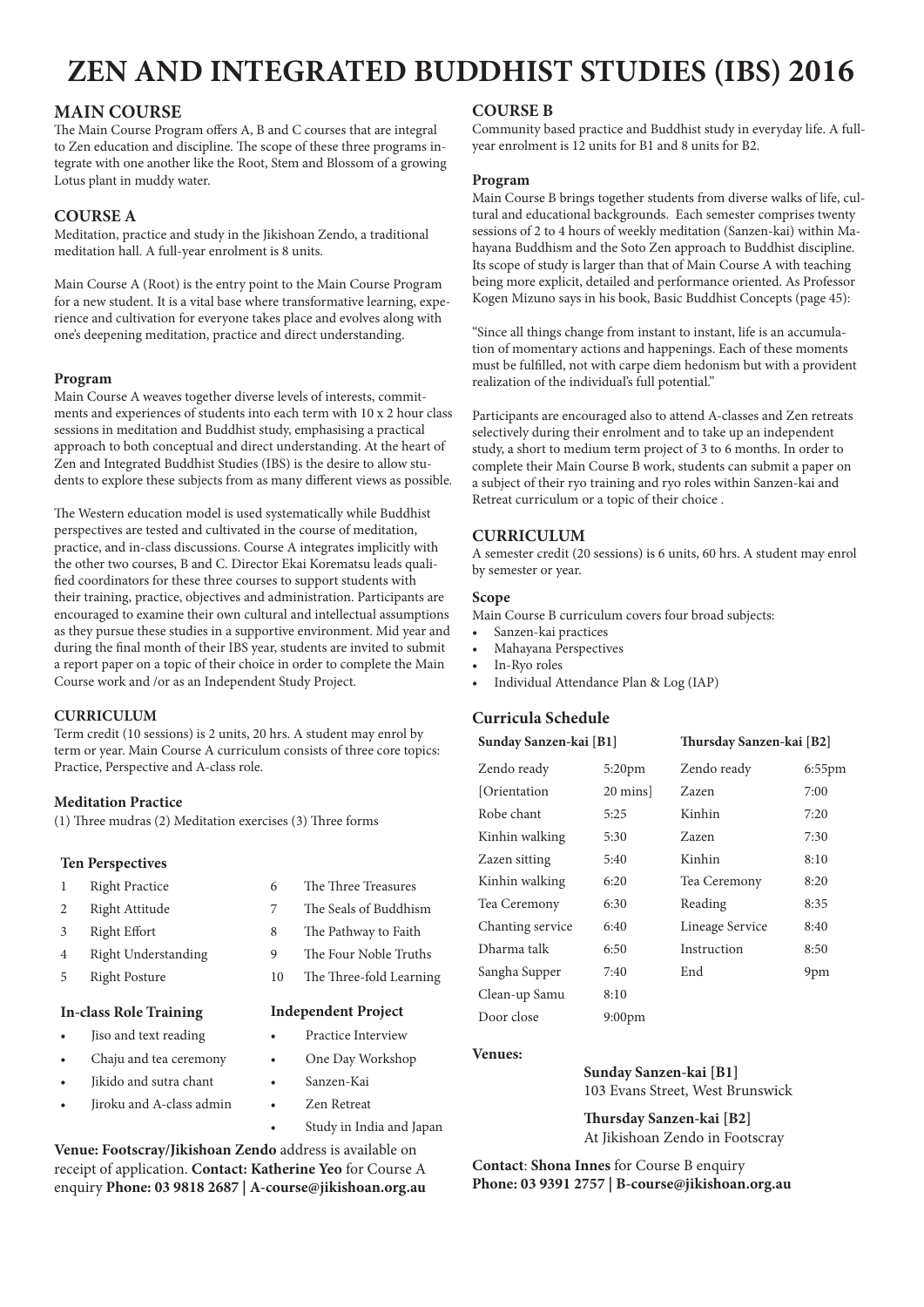# ZEN AND INTEGRATED BUDDHIST STUDIES (IBS) 2016

## MAIN COURSE

The Main Course Program offers A, B and C courses that are integral to Zen education and discipline. The scope of these three programs integrate with one another like the Root, Stem and Blossom of a growing Lotus plant in muddy water.

## COURSE A

Meditation, practice and study in the Jikishoan Zendo, a traditional meditation hall. A full-year enrolment is 8 units.

Main Course A (Root) is the entry point to the Main Course Program for a new student. It is a vital base where transformative learning, experience and cultivation for everyone takes place and evolves along with one's deepening meditation, practice and direct understanding.

### Program

Main Course A weaves together diverse levels of interests, commitments and experiences of students into each term with 10 x 2 hour class sessions in meditation and Buddhist study, emphasising a practical approach to both conceptual and direct understanding. At the heart of Zen and Integrated Buddhist Studies (IBS) is the desire to allow students to explore these subjects from as many different views as possible.

The Western education model is used systematically while Buddhist perspectives are tested and cultivated in the course of meditation, practice, and in-class discussions. Course A integrates implicitly with the other two courses, B and C. Director Ekai Korematsu leads qualified coordinators for these three courses to support students with their training, practice, objectives and administration. Participants are encouraged to examine their own cultural and intellectual assumptions as they pursue these studies in a supportive environment. Mid year and during the final month of their IBS year, students are invited to submit a report paper on a topic of their choice in order to complete the Main Course work and /or as an Independent Study Project.

### CURRICULUM

Term credit (10 sessions) is 2 units, 20 hrs. A student may enrol by term or year. Main Course A curriculum consists of three core topics: Practice, Perspective and A-class role.

### Meditation Practice

(1) Three mudras (2) Meditation exercises (3) Three forms

### Ten Perspectives

1. Right Practice
2. Right Attitude
3. Right Effort
4. Right Understanding
5. Right Posture
6. The Three Treasures
7. The Seals of Buddhism
8. The Pathway to Faith
9. The Four Noble Truths
10. The Three-fold Learning

### In-class Role Training

- Jiso and text reading
- Chaju and tea ceremony
- Jikido and sutra chant
- Jiroku and A-class admin

### Independent Project

- Practice Interview
- One Day Workshop
- Sanzen-Kai
- Zen Retreat
- Study in India and Japan

**Venue: Footscray/Jikishoan Zendo** address is available on receipt of application. **Contact: Katherine Yeo** for Course A enquiry **Phone: 03 9818 2687 | A-course@jikishoan.org.au**

## COURSE B

Community based practice and Buddhist study in everyday life. A full-year enrolment is 12 units for B1 and 8 units for B2.

### Program

Main Course B brings together students from diverse walks of life, cultural and educational backgrounds. Each semester comprises twenty sessions of 2 to 4 hours of weekly meditation (Sanzen-kai) within Mahayana Buddhism and the Soto Zen approach to Buddhist discipline. Its scope of study is larger than that of Main Course A with teaching being more explicit, detailed and performance oriented. As Professor Kogen Mizuno says in his book, Basic Buddhist Concepts (page 45):

"Since all things change from instant to instant, life is an accumulation of momentary actions and happenings. Each of these moments must be fulfilled, not with carpe diem hedonism but with a provident realization of the individual's full potential."

Participants are encouraged also to attend A-classes and Zen retreats selectively during their enrolment and to take up an independent study, a short to medium term project of 3 to 6 months. In order to complete their Main Course B work, students can submit a paper on a subject of their ryo training and ryo roles within Sanzen-kai and Retreat curriculum or a topic of their choice .

### CURRICULUM

A semester credit (20 sessions) is 6 units, 60 hrs. A student may enrol by semester or year.

### Scope

Main Course B curriculum covers four broad subjects:

- Sanzen-kai practices
- Mahayana Perspectives
- In-Ryo roles
- Individual Attendance Plan & Log (IAP)

### Curricula Schedule

| Sunday Sanzen-kai [B1] | | Thursday Sanzen-kai [B2] | |
|---|---|---|---|
| Zendo ready | 5:20pm | Zendo ready | 6:55pm |
| [Orientation | 20 mins] | Zazen | 7:00 |
| Robe chant | 5:25 | Kinhin | 7:20 |
| Kinhin walking | 5:30 | Zazen | 7:30 |
| Zazen sitting | 5:40 | Kinhin | 8:10 |
| Kinhin walking | 6:20 | Tea Ceremony | 8:20 |
| Tea Ceremony | 6:30 | Reading | 8:35 |
| Chanting service | 6:40 | Lineage Service | 8:40 |
| Dharma talk | 6:50 | Instruction | 8:50 |
| Sangha Supper | 7:40 | End | 9pm |
| Clean-up Samu | 8:10 | | |
| Door close | 9:00pm | | |

**Venues:**

**Sunday Sanzen-kai [B1]**
103 Evans Street, West Brunswick

**Thursday Sanzen-kai [B2]**
At Jikishoan Zendo in Footscray

**Contact**: **Shona Innes** for Course B enquiry
**Phone: 03 9391 2757 | B-course@jikishoan.org.au**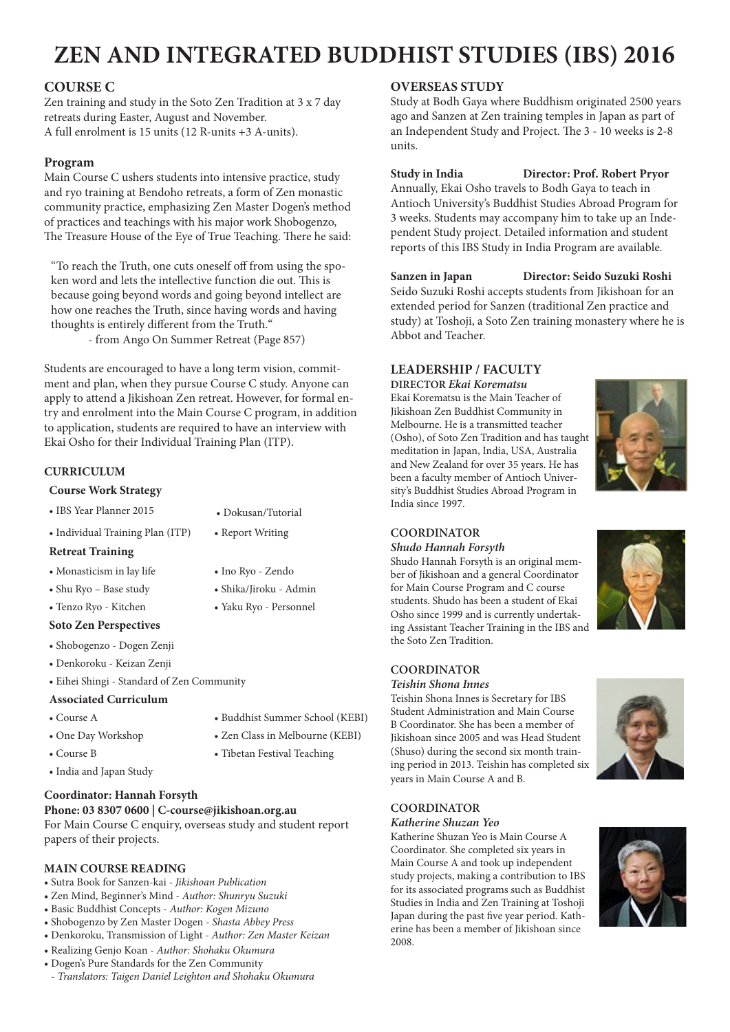# ZEN AND INTEGRATED BUDDHIST STUDIES (IBS) 2016

## COURSE C

Zen training and study in the Soto Zen Tradition at 3 x 7 day retreats during Easter, August and November.
A full enrolment is 15 units (12 R-units +3 A-units).

### Program

Main Course C ushers students into intensive practice, study and ryo training at Bendoho retreats, a form of Zen monastic community practice, emphasizing Zen Master Dogen's method of practices and teachings with his major work Shobogenzo, The Treasure House of the Eye of True Teaching. There he said:

> "To reach the Truth, one cuts oneself off from using the spoken word and lets the intellective function die out. This is because going beyond words and going beyond intellect are how one reaches the Truth, since having words and having thoughts is entirely different from the Truth."
> - from Ango On Summer Retreat (Page 857)

Students are encouraged to have a long term vision, commitment and plan, when they pursue Course C study. Anyone can apply to attend a Jikishoan Zen retreat. However, for formal entry and enrolment into the Main Course C program, in addition to application, students are required to have an interview with Ekai Osho for their Individual Training Plan (ITP).

## CURRICULUM

### Course Work Strategy

- IBS Year Planner 2015
- Individual Training Plan (ITP)
- Dokusan/Tutorial
- Report Writing

### Retreat Training

- Monasticism in lay life
- Shu Ryo – Base study
- Tenzo Ryo - Kitchen
- Ino Ryo - Zendo
- Shika/Jiroku - Admin
- Yaku Ryo - Personnel

### Soto Zen Perspectives

- Shobogenzo - Dogen Zenji
- Denkoroku - Keizan Zenji
- Eihei Shingi - Standard of Zen Community

### Associated Curriculum

- Course A
- One Day Workshop
- Course B
- India and Japan Study
- Buddhist Summer School (KEBI)
- Zen Class in Melbourne (KEBI)
- Tibetan Festival Teaching

**Coordinator: Hannah Forsyth**
**Phone: 03 8307 0600 | C-course@jikishoan.org.au**
For Main Course C enquiry, overseas study and student report papers of their projects.

## MAIN COURSE READING

- Sutra Book for Sanzen-kai - *Jikishoan Publication*
- Zen Mind, Beginner's Mind - *Author: Shunryu Suzuki*
- Basic Buddhist Concepts - *Author: Kogen Mizuno*
- Shobogenzo by Zen Master Dogen - *Shasta Abbey Press*
- Denkoroku, Transmission of Light - *Author: Zen Master Keizan*
- Realizing Genjo Koan - *Author: Shohaku Okumura*
- Dogen's Pure Standards for the Zen Community
  - *Translators: Taigen Daniel Leighton and Shohaku Okumura*

## OVERSEAS STUDY

Study at Bodh Gaya where Buddhism originated 2500 years ago and Sanzen at Zen training temples in Japan as part of an Independent Study and Project. The 3 - 10 weeks is 2-8 units.

**Study in India** **Director: Prof. Robert Pryor**
Annually, Ekai Osho travels to Bodh Gaya to teach in Antioch University's Buddhist Studies Abroad Program for 3 weeks. Students may accompany him to take up an Independent Study project. Detailed information and student reports of this IBS Study in India Program are available.

**Sanzen in Japan** **Director: Seido Suzuki Roshi**
Seido Suzuki Roshi accepts students from Jikishoan for an extended period for Sanzen (traditional Zen practice and study) at Toshoji, a Soto Zen training monastery where he is Abbot and Teacher.

## LEADERSHIP / FACULTY

**DIRECTOR *Ekai Korematsu***
Ekai Korematsu is the Main Teacher of Jikishoan Zen Buddhist Community in Melbourne. He is a transmitted teacher (Osho), of Soto Zen Tradition and has taught meditation in Japan, India, USA, Australia and New Zealand for over 35 years. He has been a faculty member of Antioch University's Buddhist Studies Abroad Program in India since 1997.

**COORDINATOR**
***Shudo Hannah Forsyth***
Shudo Hannah Forsyth is an original member of Jikishoan and a general Coordinator for Main Course Program and C course students. Shudo has been a student of Ekai Osho since 1999 and is currently undertaking Assistant Teacher Training in the IBS and the Soto Zen Tradition.

**COORDINATOR**
***Teishin Shona Innes***
Teishin Shona Innes is Secretary for IBS Student Administration and Main Course B Coordinator. She has been a member of Jikishoan since 2005 and was Head Student (Shuso) during the second six month training period in 2013. Teishin has completed six years in Main Course A and B.

**COORDINATOR**
***Katherine Shuzan Yeo***
Katherine Shuzan Yeo is Main Course A Coordinator. She completed six years in Main Course A and took up independent study projects, making a contribution to IBS for its associated programs such as Buddhist Studies in India and Zen Training at Toshoji Japan during the past five year period. Katherine has been a member of Jikishoan since 2008.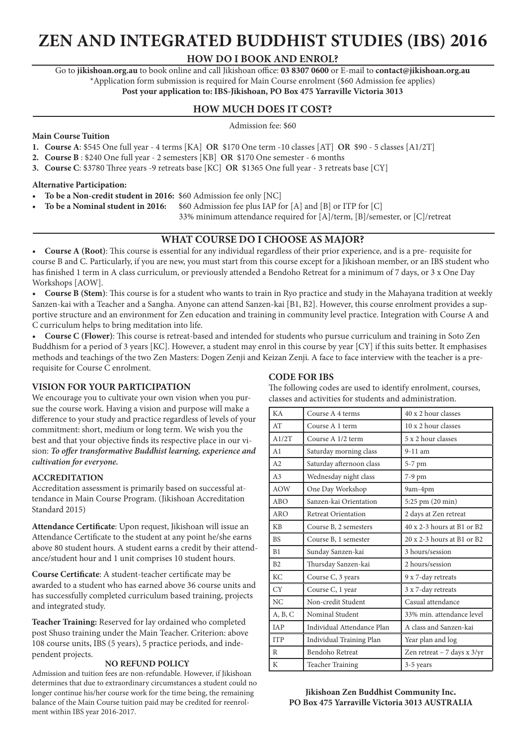# ZEN AND INTEGRATED BUDDHIST STUDIES (IBS) 2016

## HOW DO I BOOK AND ENROL?

Go to **jikishoan.org.au** to book online and call Jikishoan office: **03 8307 0600** or E-mail to **contact@jikishoan.org.au**
*Application form submission is required for Main Course enrolment ($60 Admission fee applies)
**Post your application to: IBS-Jikishoan, PO Box 475 Yarraville Victoria 3013**

## HOW MUCH DOES IT COST?

Admission fee: $60

**Main Course Tuition**

1. **Course A**: $545 One full year - 4 terms [KA] **OR** $170 One term -10 classes [AT] **OR** $90 - 5 classes [A1/2T]
2. **Course B** : $240 One full year - 2 semesters [KB] **OR** $170 One semester - 6 months
3. **Course C**: $3780 Three years -9 retreats base [KC] **OR** $1365 One full year - 3 retreats base [CY]

**Alternative Participation:**

- **To be a Non-credit student in 2016:** $60 Admission fee only [NC]
- **To be a Nominal student in 2016:** $60 Admission fee plus IAP for [A] and [B] or ITP for [C]
  33% minimum attendance required for [A]/term, [B]/semester, or [C]/retreat

## WHAT COURSE DO I CHOOSE AS MAJOR?

- **Course A (Root)**: This course is essential for any individual regardless of their prior experience, and is a pre- requisite for course B and C. Particularly, if you are new, you must start from this course except for a Jikishoan member, or an IBS student who has finished 1 term in A class curriculum, or previously attended a Bendoho Retreat for a minimum of 7 days, or 3 x One Day Workshops [AOW].
- **Course B (Stem)**: This course is for a student who wants to train in Ryo practice and study in the Mahayana tradition at weekly Sanzen-kai with a Teacher and a Sangha. Anyone can attend Sanzen-kai [B1, B2]. However, this course enrolment provides a supportive structure and an environment for Zen education and training in community level practice. Integration with Course A and C curriculum helps to bring meditation into life.
- **Course C (Flower)**: This course is retreat-based and intended for students who pursue curriculum and training in Soto Zen Buddhism for a period of 3 years [KC]. However, a student may enrol in this course by year [CY] if this suits better. It emphasises methods and teachings of the two Zen Masters: Dogen Zenji and Keizan Zenji. A face to face interview with the teacher is a prerequisite for Course C enrolment.

### VISION FOR YOUR PARTICIPATION

We encourage you to cultivate your own vision when you pursue the course work. Having a vision and purpose will make a difference to your study and practice regardless of levels of your commitment: short, medium or long term. We wish you the best and that your objective finds its respective place in our vision: ***To offer transformative Buddhist learning, experience and cultivation for everyone.***

### ACCREDITATION

Accreditation assessment is primarily based on successful attendance in Main Course Program. (Jikishoan Accreditation Standard 2015)

**Attendance Certificate**: Upon request, Jikishoan will issue an Attendance Certificate to the student at any point he/she earns above 80 student hours. A student earns a credit by their attendance/student hour and 1 unit comprises 10 student hours.

**Course Certificate**: A student-teacher certificate may be awarded to a student who has earned above 36 course units and has successfully completed curriculum based training, projects and integrated study.

**Teacher Training:** Reserved for lay ordained who completed post Shuso training under the Main Teacher. Criterion: above 108 course units, IBS (5 years), 5 practice periods, and independent projects.

#### NO REFUND POLICY

Admission and tuition fees are non-refundable. However, if Jikishoan determines that due to extraordinary circumstances a student could no longer continue his/her course work for the time being, the remaining balance of the Main Course tuition paid may be credited for reenrolment within IBS year 2016-2017.

### CODE FOR IBS

The following codes are used to identify enrolment, courses, classes and activities for students and administration.

| Code | Description | Details |
|---|---|---|
| KA | Course A 4 terms | 40 x 2 hour classes |
| AT | Course A 1 term | 10 x 2 hour classes |
| A1/2T | Course A 1/2 term | 5 x 2 hour classes |
| A1 | Saturday morning class | 9-11 am |
| A2 | Saturday afternoon class | 5-7 pm |
| A3 | Wednesday night class | 7-9 pm |
| AOW | One Day Workshop | 9am-4pm |
| ABO | Sanzen-kai Orientation | 5:25 pm (20 min) |
| ARO | Retreat Orientation | 2 days at Zen retreat |
| KB | Course B, 2 semesters | 40 x 2-3 hours at B1 or B2 |
| BS | Course B, 1 semester | 20 x 2-3 hours at B1 or B2 |
| B1 | Sunday Sanzen-kai | 3 hours/session |
| B2 | Thursday Sanzen-kai | 2 hours/session |
| KC | Course C, 3 years | 9 x 7-day retreats |
| CY | Course C, 1 year | 3 x 7-day retreats |
| NC | Non-credit Student | Casual attendance |
| A, B, C | Nominal Student | 33% min. attendance level |
| IAP | Individual Attendance Plan | A class and Sanzen-kai |
| ITP | Individual Training Plan | Year plan and log |
| R | Bendoho Retreat | Zen retreat – 7 days x 3/yr |
| K | Teacher Training | 3-5 years |

**Jikishoan Zen Buddhist Community Inc.**
**PO Box 475 Yarraville Victoria 3013 AUSTRALIA**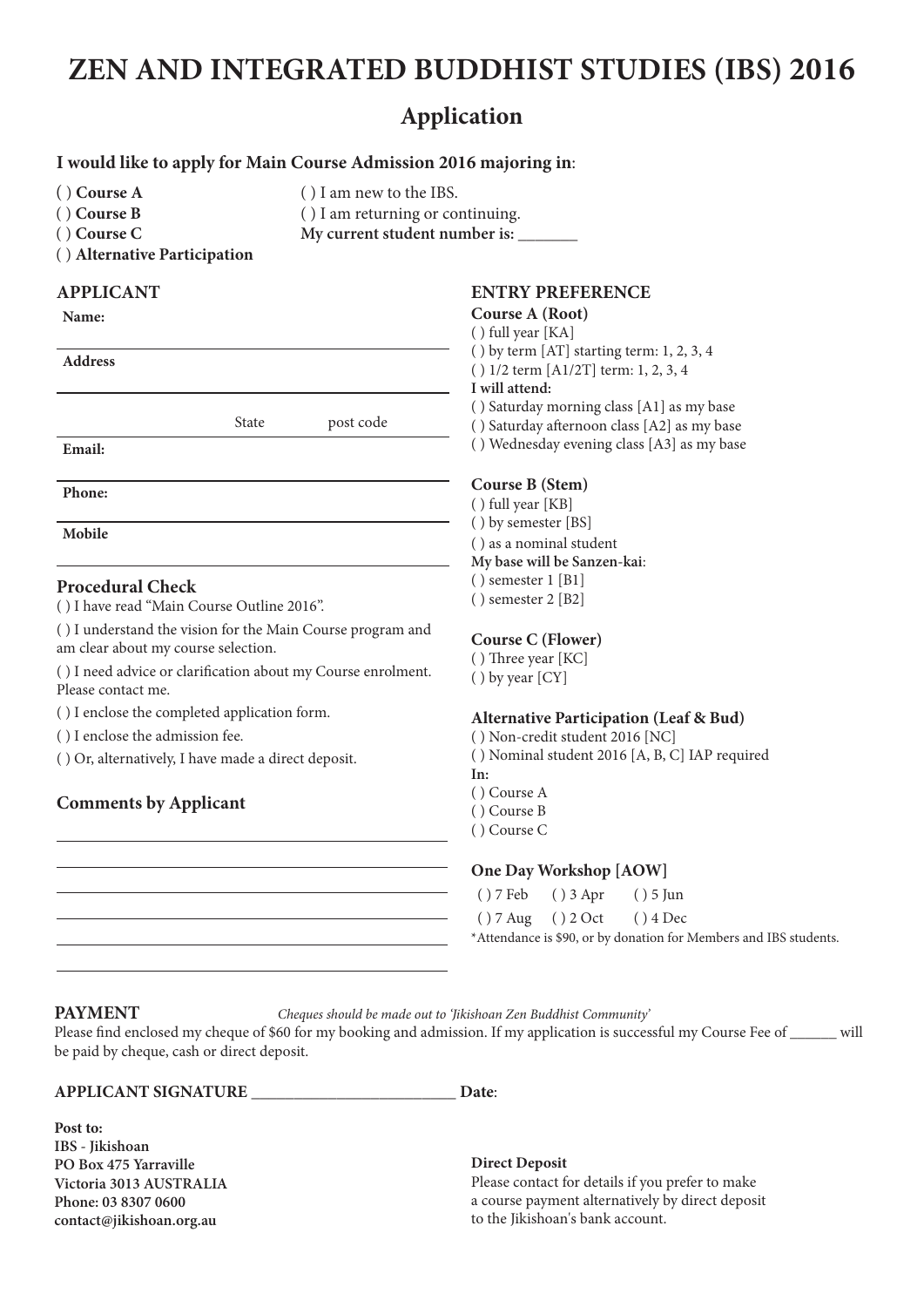# ZEN AND INTEGRATED BUDDHIST STUDIES (IBS) 2016

## Application

**I would like to apply for Main Course Admission 2016 majoring in**:

( ) **Course A**
( ) **Course B**
( ) **Course C**
( ) **Alternative Participation**

( ) I am new to the IBS.
( ) I am returning or continuing.
**My current student number is:** _______

### APPLICANT

**Name:**

**Address**

State post code

**Email:**

**Phone:**

**Mobile**

### Procedural Check

( ) I have read "Main Course Outline 2016".

( ) I understand the vision for the Main Course program and am clear about my course selection.

( ) I need advice or clarification about my Course enrolment. Please contact me.

( ) I enclose the completed application form.

( ) I enclose the admission fee.

( ) Or, alternatively, I have made a direct deposit.

### Comments by Applicant

### ENTRY PREFERENCE

**Course A (Root)**
( ) full year [KA]
( ) by term [AT] starting term: 1, 2, 3, 4
( ) 1/2 term [A1/2T] term: 1, 2, 3, 4
**I will attend:**
( ) Saturday morning class [A1] as my base
( ) Saturday afternoon class [A2] as my base
( ) Wednesday evening class [A3] as my base

**Course B (Stem)**
( ) full year [KB]
( ) by semester [BS]
( ) as a nominal student
**My base will be Sanzen-kai**:
( ) semester 1 [B1]
( ) semester 2 [B2]

**Course C (Flower)**
( ) Three year [KC]
( ) by year [CY]

**Alternative Participation (Leaf & Bud)**
( ) Non-credit student 2016 [NC]
( ) Nominal student 2016 [A, B, C] IAP required
**In:**
( ) Course A
( ) Course B
( ) Course C

**One Day Workshop [AOW]**

( ) 7 Feb ( ) 3 Apr ( ) 5 Jun
( ) 7 Aug ( ) 2 Oct ( ) 4 Dec

*Attendance is $90, or by donation for Members and IBS students.

**PAYMENT** *Cheques should be made out to 'Jikishoan Zen Buddhist Community'*

Please find enclosed my cheque of $60 for my booking and admission. If my application is successful my Course Fee of ______ will be paid by cheque, cash or direct deposit.

**APPLICANT SIGNATURE** _________________________ **Date**:

**Post to:**
**IBS - Jikishoan**
**PO Box 475 Yarraville**
**Victoria 3013 AUSTRALIA**
**Phone: 03 8307 0600**
**contact@jikishoan.org.au**

**Direct Deposit**
Please contact for details if you prefer to make a course payment alternatively by direct deposit to the Jikishoan's bank account.